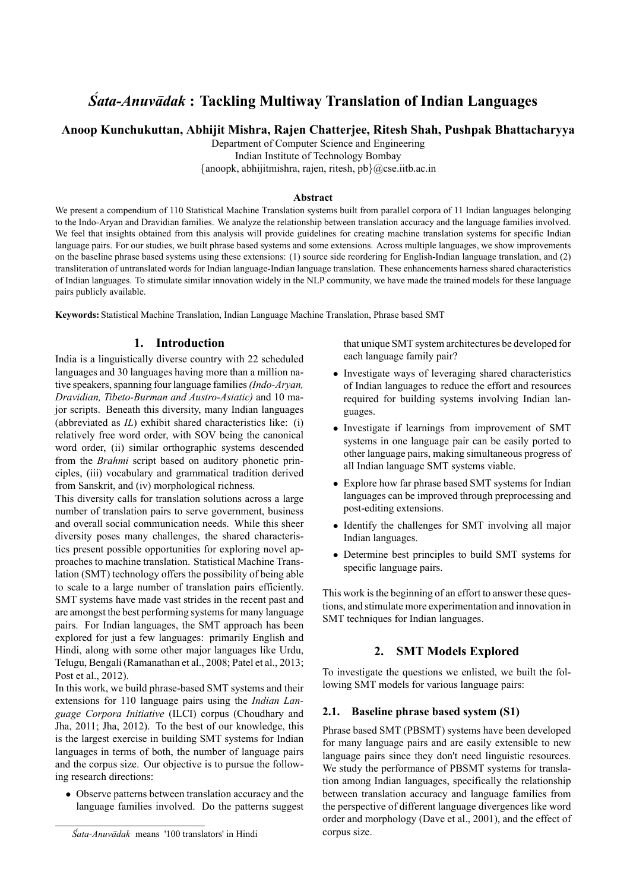# *Śata-Anuvādak* : Tackling Multiway Translation of Indian Languages

**Anoop Kunchukuttan, Abhijit Mishra, Rajen Chatterjee, Ritesh Shah, Pushpak Bhattacharyya**

Department of Computer Science and Engineering
Indian Institute of Technology Bombay
{anoopk, abhijitmishra, rajen, ritesh, pb}@cse.iitb.ac.in

**Abstract**

We present a compendium of 110 Statistical Machine Translation systems built from parallel corpora of 11 Indian languages belonging to the Indo-Aryan and Dravidian families. We analyze the relationship between translation accuracy and the language families involved. We feel that insights obtained from this analysis will provide guidelines for creating machine translation systems for specific Indian language pairs. For our studies, we built phrase based systems and some extensions. Across multiple languages, we show improvements on the baseline phrase based systems using these extensions: (1) source side reordering for English-Indian language translation, and (2) transliteration of untranslated words for Indian language-Indian language translation. These enhancements harness shared characteristics of Indian languages. To stimulate similar innovation widely in the NLP community, we have made the trained models for these language pairs publicly available.

**Keywords:** Statistical Machine Translation, Indian Language Machine Translation, Phrase based SMT

## 1. Introduction

India is a linguistically diverse country with 22 scheduled languages and 30 languages having more than a million native speakers, spanning four language families *(Indo-Aryan, Dravidian, Tibeto-Burman and Austro-Asiatic)* and 10 major scripts. Beneath this diversity, many Indian languages (abbreviated as *IL*) exhibit shared characteristics like: (i) relatively free word order, with SOV being the canonical word order, (ii) similar orthographic systems descended from the *Brahmi* script based on auditory phonetic principles, (iii) vocabulary and grammatical tradition derived from Sanskrit, and (iv) morphological richness.

This diversity calls for translation solutions across a large number of translation pairs to serve government, business and overall social communication needs. While this sheer diversity poses many challenges, the shared characteristics present possible opportunities for exploring novel approaches to machine translation. Statistical Machine Translation (SMT) technology offers the possibility of being able to scale to a large number of translation pairs efficiently. SMT systems have made vast strides in the recent past and are amongst the best performing systems for many language pairs. For Indian languages, the SMT approach has been explored for just a few languages: primarily English and Hindi, along with some other major languages like Urdu, Telugu, Bengali (Ramanathan et al., 2008; Patel et al., 2013; Post et al., 2012).

In this work, we build phrase-based SMT systems and their extensions for 110 language pairs using the *Indian Language Corpora Initiative* (ILCI) corpus (Choudhary and Jha, 2011; Jha, 2012). To the best of our knowledge, this is the largest exercise in building SMT systems for Indian languages in terms of both, the number of language pairs and the corpus size. Our objective is to pursue the following research directions:

- Observe patterns between translation accuracy and the language families involved. Do the patterns suggest that unique SMT system architectures be developed for each language family pair?
- Investigate ways of leveraging shared characteristics of Indian languages to reduce the effort and resources required for building systems involving Indian languages.
- Investigate if learnings from improvement of SMT systems in one language pair can be easily ported to other language pairs, making simultaneous progress of all Indian language SMT systems viable.
- Explore how far phrase based SMT systems for Indian languages can be improved through preprocessing and post-editing extensions.
- Identify the challenges for SMT involving all major Indian languages.
- Determine best principles to build SMT systems for specific language pairs.

This work is the beginning of an effort to answer these questions, and stimulate more experimentation and innovation in SMT techniques for Indian languages.

## 2. SMT Models Explored

To investigate the questions we enlisted, we built the following SMT models for various language pairs:

### 2.1. Baseline phrase based system (S1)

Phrase based SMT (PBSMT) systems have been developed for many language pairs and are easily extensible to new language pairs since they don't need linguistic resources. We study the performance of PBSMT systems for translation among Indian languages, specifically the relationship between translation accuracy and language families from the perspective of different language divergences like word order and morphology (Dave et al., 2001), and the effect of corpus size.

*Śata-Anuvādak* means '100 translators' in Hindi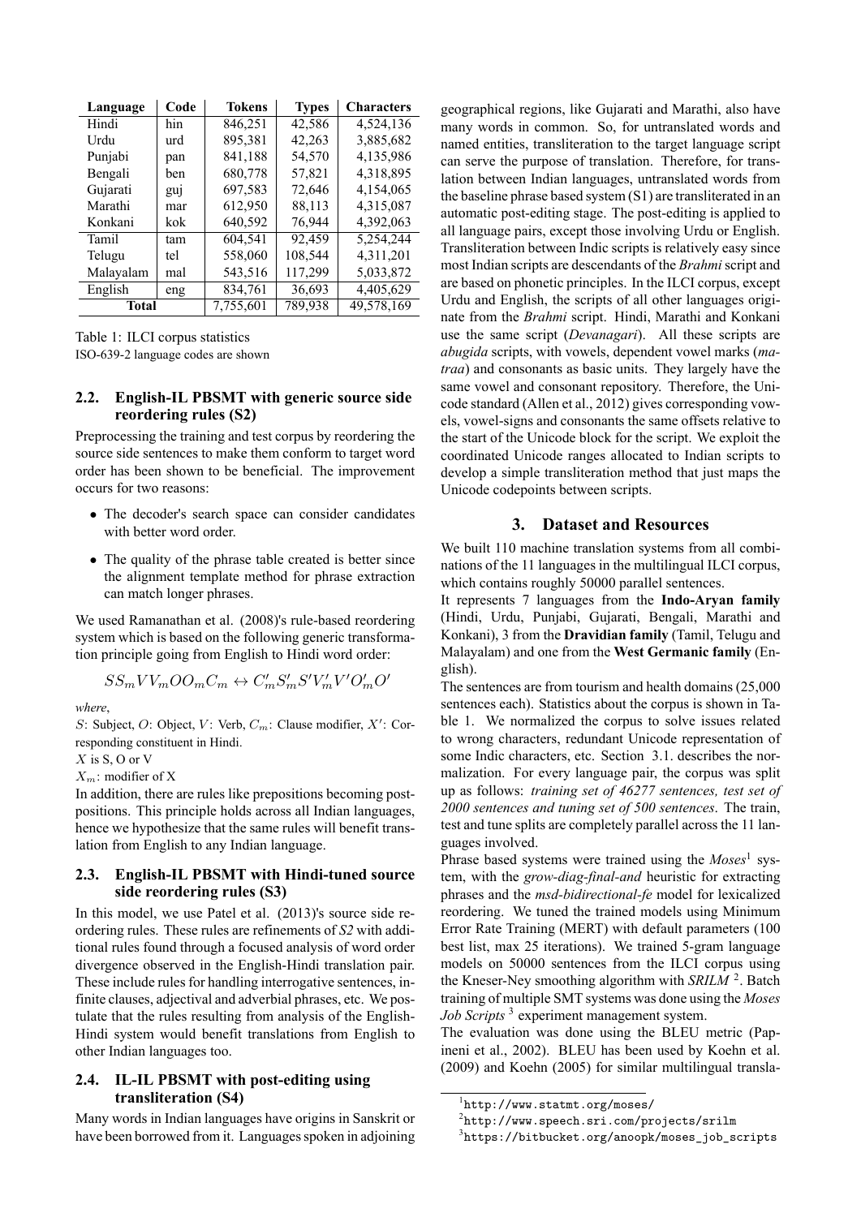| Language | Code | Tokens | Types | Characters |
|---|---|---|---|---|
| Hindi | hin | 846,251 | 42,586 | 4,524,136 |
| Urdu | urd | 895,381 | 42,263 | 3,885,682 |
| Punjabi | pan | 841,188 | 54,570 | 4,135,986 |
| Bengali | ben | 680,778 | 57,821 | 4,318,895 |
| Gujarati | guj | 697,583 | 72,646 | 4,154,065 |
| Marathi | mar | 612,950 | 88,113 | 4,315,087 |
| Konkani | kok | 640,592 | 76,944 | 4,392,063 |
| Tamil | tam | 604,541 | 92,459 | 5,254,244 |
| Telugu | tel | 558,060 | 108,544 | 4,311,201 |
| Malayalam | mal | 543,516 | 117,299 | 5,033,872 |
| English | eng | 834,761 | 36,693 | 4,405,629 |
| **Total** | | 7,755,601 | 789,938 | 49,578,169 |

Table 1: ILCI corpus statistics
ISO-639-2 language codes are shown

### 2.2. English-IL PBSMT with generic source side reordering rules (S2)

Preprocessing the training and test corpus by reordering the source side sentences to make them conform to target word order has been shown to be beneficial. The improvement occurs for two reasons:

- The decoder's search space can consider candidates with better word order.
- The quality of the phrase table created is better since the alignment template method for phrase extraction can match longer phrases.

We used Ramanathan et al. (2008)'s rule-based reordering system which is based on the following generic transformation principle going from English to Hindi word order:

$$SS_mVV_mOO_mC_m \leftrightarrow C'_mS'_mS'V'_mV'O'_mO'$$

*where*,

$S$: Subject, $O$: Object, $V$: Verb, $C_m$: Clause modifier, $X'$: Corresponding constituent in Hindi.

$X$ is S, O or V

$X_m$: modifier of X

In addition, there are rules like prepositions becoming postpositions. This principle holds across all Indian languages, hence we hypothesize that the same rules will benefit translation from English to any Indian language.

### 2.3. English-IL PBSMT with Hindi-tuned source side reordering rules (S3)

In this model, we use Patel et al. (2013)'s source side reordering rules. These rules are refinements of *S2* with additional rules found through a focused analysis of word order divergence observed in the English-Hindi translation pair. These include rules for handling interrogative sentences, infinite clauses, adjectival and adverbial phrases, etc. We postulate that the rules resulting from analysis of the English-Hindi system would benefit translations from English to other Indian languages too.

### 2.4. IL-IL PBSMT with post-editing using transliteration (S4)

Many words in Indian languages have origins in Sanskrit or have been borrowed from it. Languages spoken in adjoining geographical regions, like Gujarati and Marathi, also have many words in common. So, for untranslated words and named entities, transliteration to the target language script can serve the purpose of translation. Therefore, for translation between Indian languages, untranslated words from the baseline phrase based system (S1) are transliterated in an automatic post-editing stage. The post-editing is applied to all language pairs, except those involving Urdu or English. Transliteration between Indic scripts is relatively easy since most Indian scripts are descendants of the *Brahmi* script and are based on phonetic principles. In the ILCI corpus, except Urdu and English, the scripts of all other languages originate from the *Brahmi* script. Hindi, Marathi and Konkani use the same script (*Devanagari*). All these scripts are *abugida* scripts, with vowels, dependent vowel marks (*matraa*) and consonants as basic units. They largely have the same vowel and consonant repository. Therefore, the Unicode standard (Allen et al., 2012) gives corresponding vowels, vowel-signs and consonants the same offsets relative to the start of the Unicode block for the script. We exploit the coordinated Unicode ranges allocated to Indian scripts to develop a simple transliteration method that just maps the Unicode codepoints between scripts.

## 3. Dataset and Resources

We built 110 machine translation systems from all combinations of the 11 languages in the multilingual ILCI corpus, which contains roughly 50000 parallel sentences.

It represents 7 languages from the **Indo-Aryan family** (Hindi, Urdu, Punjabi, Gujarati, Bengali, Marathi and Konkani), 3 from the **Dravidian family** (Tamil, Telugu and Malayalam) and one from the **West Germanic family** (English).

The sentences are from tourism and health domains (25,000 sentences each). Statistics about the corpus is shown in Table 1. We normalized the corpus to solve issues related to wrong characters, redundant Unicode representation of some Indic characters, etc. Section 3.1. describes the normalization. For every language pair, the corpus was split up as follows: *training set of 46277 sentences, test set of 2000 sentences and tuning set of 500 sentences*. The train, test and tune splits are completely parallel across the 11 languages involved.

Phrase based systems were trained using the *Moses*[1] system, with the *grow-diag-final-and* heuristic for extracting phrases and the *msd-bidirectional-fe* model for lexicalized reordering. We tuned the trained models using Minimum Error Rate Training (MERT) with default parameters (100 best list, max 25 iterations). We trained 5-gram language models on 50000 sentences from the ILCI corpus using the Kneser-Ney smoothing algorithm with *SRILM*[2]. Batch training of multiple SMT systems was done using the *Moses Job Scripts*[3] experiment management system.

The evaluation was done using the BLEU metric (Papineni et al., 2002). BLEU has been used by Koehn et al. (2009) and Koehn (2005) for similar multilingual transla-

[1] http://www.statmt.org/moses/

[2] http://www.speech.sri.com/projects/srilm

[3] https://bitbucket.org/anoopk/moses_job_scripts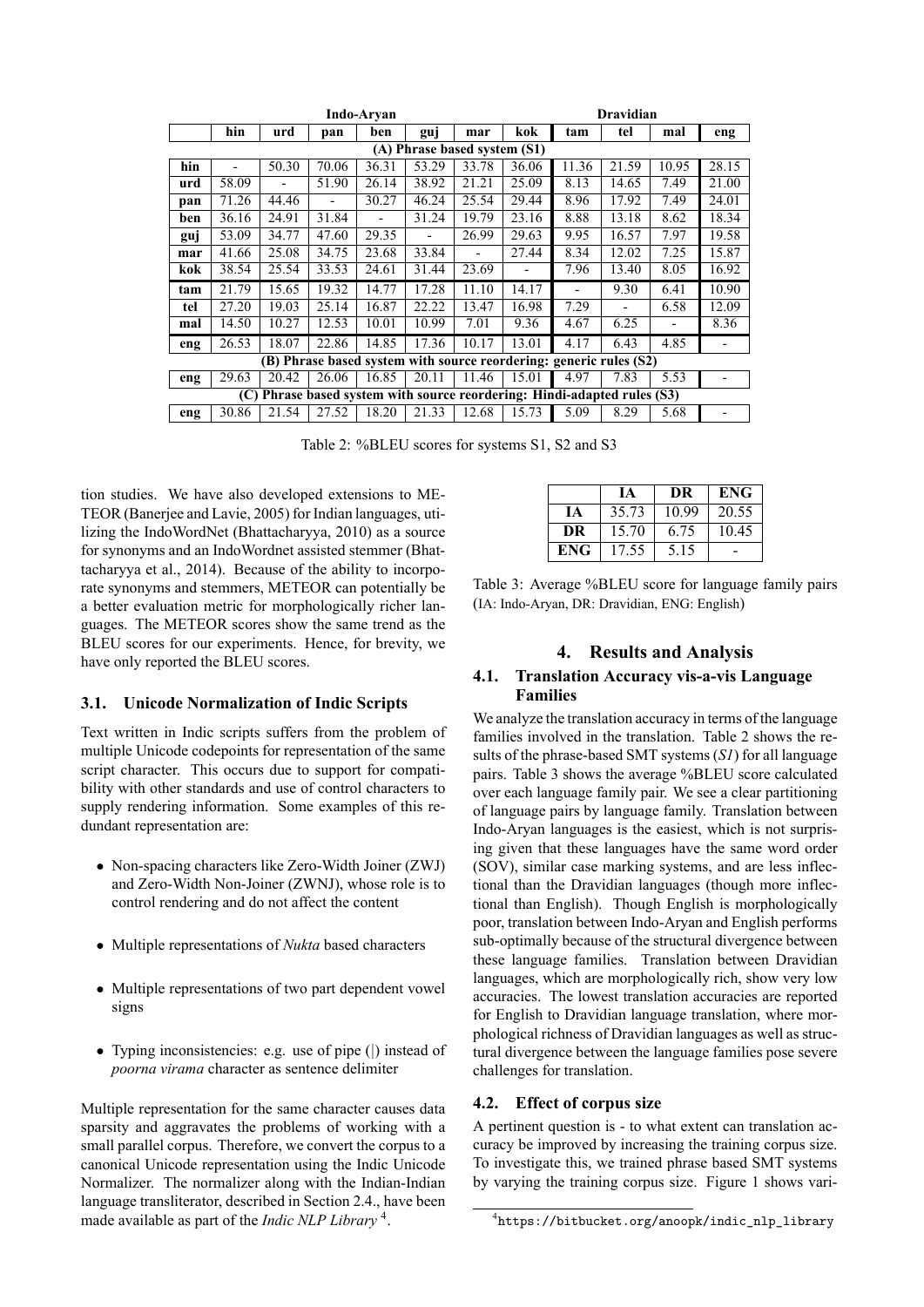| | Indo-Aryan | | | | | | | Dravidian | | | |
|---|---|---|---|---|---|---|---|---|---|---|---|
| | **hin** | **urd** | **pan** | **ben** | **guj** | **mar** | **kok** | **tam** | **tel** | **mal** | **eng** |
| **(A) Phrase based system (S1)** | | | | | | | | | | | |
| **hin** | - | 50.30 | 70.06 | 36.31 | 53.29 | 33.78 | 36.06 | 11.36 | 21.59 | 10.95 | 28.15 |
| **urd** | 58.09 | - | 51.90 | 26.14 | 38.92 | 21.21 | 25.09 | 8.13 | 14.65 | 7.49 | 21.00 |
| **pan** | 71.26 | 44.46 | - | 30.27 | 46.24 | 25.54 | 29.44 | 8.96 | 17.92 | 7.49 | 24.01 |
| **ben** | 36.16 | 24.91 | 31.84 | - | 31.24 | 19.79 | 23.16 | 8.88 | 13.18 | 8.62 | 18.34 |
| **guj** | 53.09 | 34.77 | 47.60 | 29.35 | - | 26.99 | 29.63 | 9.95 | 16.57 | 7.97 | 19.58 |
| **mar** | 41.66 | 25.08 | 34.75 | 23.68 | 33.84 | - | 27.44 | 8.34 | 12.02 | 7.25 | 15.87 |
| **kok** | 38.54 | 25.54 | 33.53 | 24.61 | 31.44 | 23.69 | - | 7.96 | 13.40 | 8.05 | 16.92 |
| **tam** | 21.79 | 15.65 | 19.32 | 14.77 | 17.28 | 11.10 | 14.17 | - | 9.30 | 6.41 | 10.90 |
| **tel** | 27.20 | 19.03 | 25.14 | 16.87 | 22.22 | 13.47 | 16.98 | 7.29 | - | 6.58 | 12.09 |
| **mal** | 14.50 | 10.27 | 12.53 | 10.01 | 10.99 | 7.01 | 9.36 | 4.67 | 6.25 | - | 8.36 |
| **eng** | 26.53 | 18.07 | 22.86 | 14.85 | 17.36 | 10.17 | 13.01 | 4.17 | 6.43 | 4.85 | - |
| **(B) Phrase based system with source reordering: generic rules (S2)** | | | | | | | | | | | |
| **eng** | 29.63 | 20.42 | 26.06 | 16.85 | 20.11 | 11.46 | 15.01 | 4.97 | 7.83 | 5.53 | - |
| **(C) Phrase based system with source reordering: Hindi-adapted rules (S3)** | | | | | | | | | | | |
| **eng** | 30.86 | 21.54 | 27.52 | 18.20 | 21.33 | 12.68 | 15.73 | 5.09 | 8.29 | 5.68 | - |

Table 2: %BLEU scores for systems S1, S2 and S3

tion studies. We have also developed extensions to METEOR (Banerjee and Lavie, 2005) for Indian languages, utilizing the IndoWordNet (Bhattacharyya, 2010) as a source for synonyms and an IndoWordnet assisted stemmer (Bhattacharyya et al., 2014). Because of the ability to incorporate synonyms and stemmers, METEOR can potentially be a better evaluation metric for morphologically richer languages. The METEOR scores show the same trend as the BLEU scores for our experiments. Hence, for brevity, we have only reported the BLEU scores.

### 3.1. Unicode Normalization of Indic Scripts

Text written in Indic scripts suffers from the problem of multiple Unicode codepoints for representation of the same script character. This occurs due to support for compatibility with other standards and use of control characters to supply rendering information. Some examples of this redundant representation are:

- Non-spacing characters like Zero-Width Joiner (ZWJ) and Zero-Width Non-Joiner (ZWNJ), whose role is to control rendering and do not affect the content
- Multiple representations of *Nukta* based characters
- Multiple representations of two part dependent vowel signs
- Typing inconsistencies: e.g. use of pipe (|) instead of *poorna virama* character as sentence delimiter

Multiple representation for the same character causes data sparsity and aggravates the problems of working with a small parallel corpus. Therefore, we convert the corpus to a canonical Unicode representation using the Indic Unicode Normalizer. The normalizer along with the Indian-Indian language transliterator, described in Section 2.4., have been made available as part of the *Indic NLP Library* [4].

| | **IA** | **DR** | **ENG** |
|---|---|---|---|
| **IA** | 35.73 | 10.99 | 20.55 |
| **DR** | 15.70 | 6.75 | 10.45 |
| **ENG** | 17.55 | 5.15 | - |

Table 3: Average %BLEU score for language family pairs (IA: Indo-Aryan, DR: Dravidian, ENG: English)

## 4. Results and Analysis

### 4.1. Translation Accuracy vis-a-vis Language Families

We analyze the translation accuracy in terms of the language families involved in the translation. Table 2 shows the results of the phrase-based SMT systems (*S1*) for all language pairs. Table 3 shows the average %BLEU score calculated over each language family pair. We see a clear partitioning of language pairs by language family. Translation between Indo-Aryan languages is the easiest, which is not surprising given that these languages have the same word order (SOV), similar case marking systems, and are less inflectional than the Dravidian languages (though more inflectional than English). Though English is morphologically poor, translation between Indo-Aryan and English performs sub-optimally because of the structural divergence between these language families. Translation between Dravidian languages, which are morphologically rich, show very low accuracies. The lowest translation accuracies are reported for English to Dravidian language translation, where morphological richness of Dravidian languages as well as structural divergence between the language families pose severe challenges for translation.

### 4.2. Effect of corpus size

A pertinent question is - to what extent can translation accuracy be improved by increasing the training corpus size. To investigate this, we trained phrase based SMT systems by varying the training corpus size. Figure 1 shows vari-

[4] https://bitbucket.org/anoopk/indic_nlp_library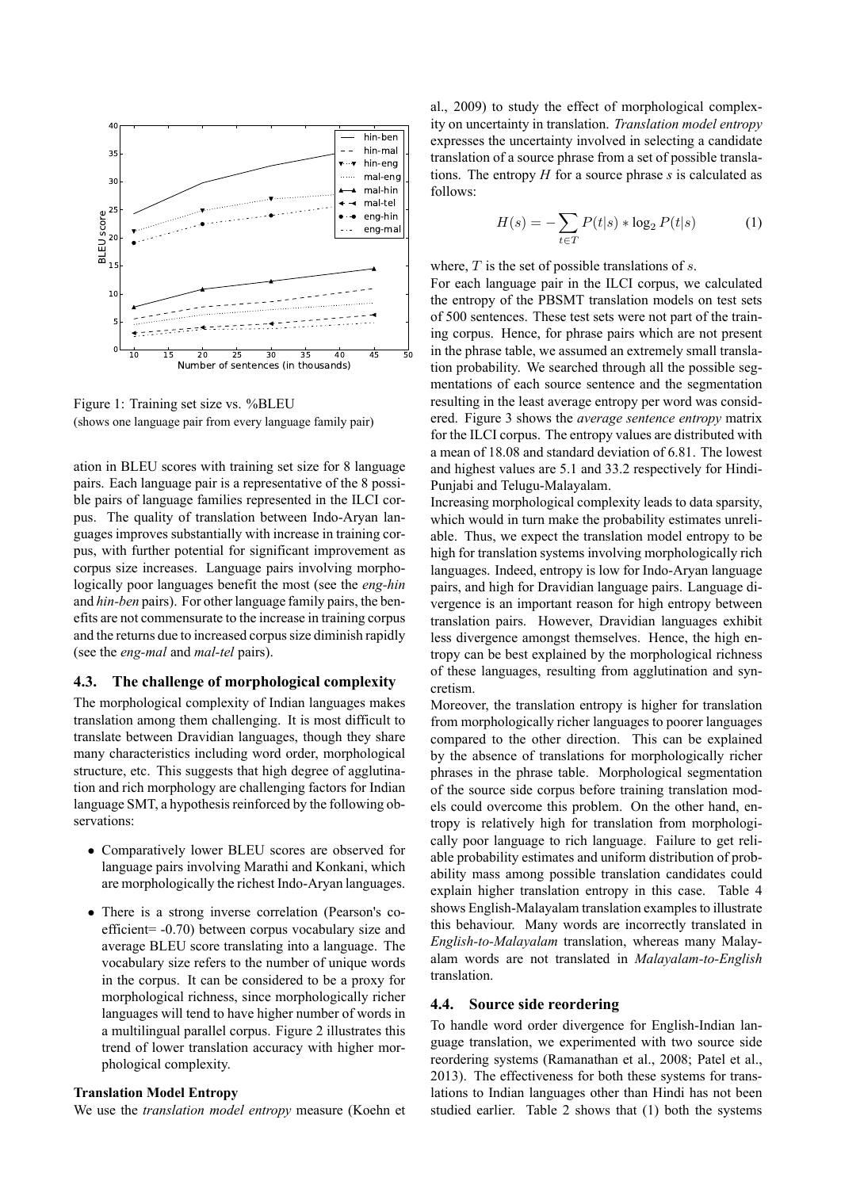Figure 1: Training set size vs. %BLEU
(shows one language pair from every language family pair)

ation in BLEU scores with training set size for 8 language pairs. Each language pair is a representative of the 8 possible pairs of language families represented in the ILCI corpus. The quality of translation between Indo-Aryan languages improves substantially with increase in training corpus, with further potential for significant improvement as corpus size increases. Language pairs involving morphologically poor languages benefit the most (see the *eng-hin* and *hin-ben* pairs). For other language family pairs, the benefits are not commensurate to the increase in training corpus and the returns due to increased corpus size diminish rapidly (see the *eng-mal* and *mal-tel* pairs).

### 4.3. The challenge of morphological complexity

The morphological complexity of Indian languages makes translation among them challenging. It is most difficult to translate between Dravidian languages, though they share many characteristics including word order, morphological structure, etc. This suggests that high degree of agglutination and rich morphology are challenging factors for Indian language SMT, a hypothesis reinforced by the following observations:

- Comparatively lower BLEU scores are observed for language pairs involving Marathi and Konkani, which are morphologically the richest Indo-Aryan languages.
- There is a strong inverse correlation (Pearson's coefficient= -0.70) between corpus vocabulary size and average BLEU score translating into a language. The vocabulary size refers to the number of unique words in the corpus. It can be considered to be a proxy for morphological richness, since morphologically richer languages will tend to have higher number of words in a multilingual parallel corpus. Figure 2 illustrates this trend of lower translation accuracy with higher morphological complexity.

**Translation Model Entropy**

We use the *translation model entropy* measure (Koehn et al., 2009) to study the effect of morphological complexity on uncertainty in translation. *Translation model entropy* expresses the uncertainty involved in selecting a candidate translation of a source phrase from a set of possible translations. The entropy $H$ for a source phrase $s$ is calculated as follows:

$$H(s) = -\sum_{t \in T} P(t|s) * \log_2 P(t|s) \quad (1)$$

where, $T$ is the set of possible translations of $s$.

For each language pair in the ILCI corpus, we calculated the entropy of the PBSMT translation models on test sets of 500 sentences. These test sets were not part of the training corpus. Hence, for phrase pairs which are not present in the phrase table, we assumed an extremely small translation probability. We searched through all the possible segmentations of each source sentence and the segmentation resulting in the least average entropy per word was considered. Figure 3 shows the *average sentence entropy* matrix for the ILCI corpus. The entropy values are distributed with a mean of 18.08 and standard deviation of 6.81. The lowest and highest values are 5.1 and 33.2 respectively for Hindi-Punjabi and Telugu-Malayalam.

Increasing morphological complexity leads to data sparsity, which would in turn make the probability estimates unreliable. Thus, we expect the translation model entropy to be high for translation systems involving morphologically rich languages. Indeed, entropy is low for Indo-Aryan language pairs, and high for Dravidian language pairs. Language divergence is an important reason for high entropy between translation pairs. However, Dravidian languages exhibit less divergence amongst themselves. Hence, the high entropy can be best explained by the morphological richness of these languages, resulting from agglutination and syncretism.

Moreover, the translation entropy is higher for translation from morphologically richer languages to poorer languages compared to the other direction. This can be explained by the absence of translations for morphologically richer phrases in the phrase table. Morphological segmentation of the source side corpus before training translation models could overcome this problem. On the other hand, entropy is relatively high for translation from morphologically poor language to rich language. Failure to get reliable probability estimates and uniform distribution of probability mass among possible translation candidates could explain higher translation entropy in this case. Table 4 shows English-Malayalam translation examples to illustrate this behaviour. Many words are incorrectly translated in *English-to-Malayalam* translation, whereas many Malayalam words are not translated in *Malayalam-to-English* translation.

### 4.4. Source side reordering

To handle word order divergence for English-Indian language translation, we experimented with two source side reordering systems (Ramanathan et al., 2008; Patel et al., 2013). The effectiveness for both these systems for translations to Indian languages other than Hindi has not been studied earlier. Table 2 shows that (1) both the systems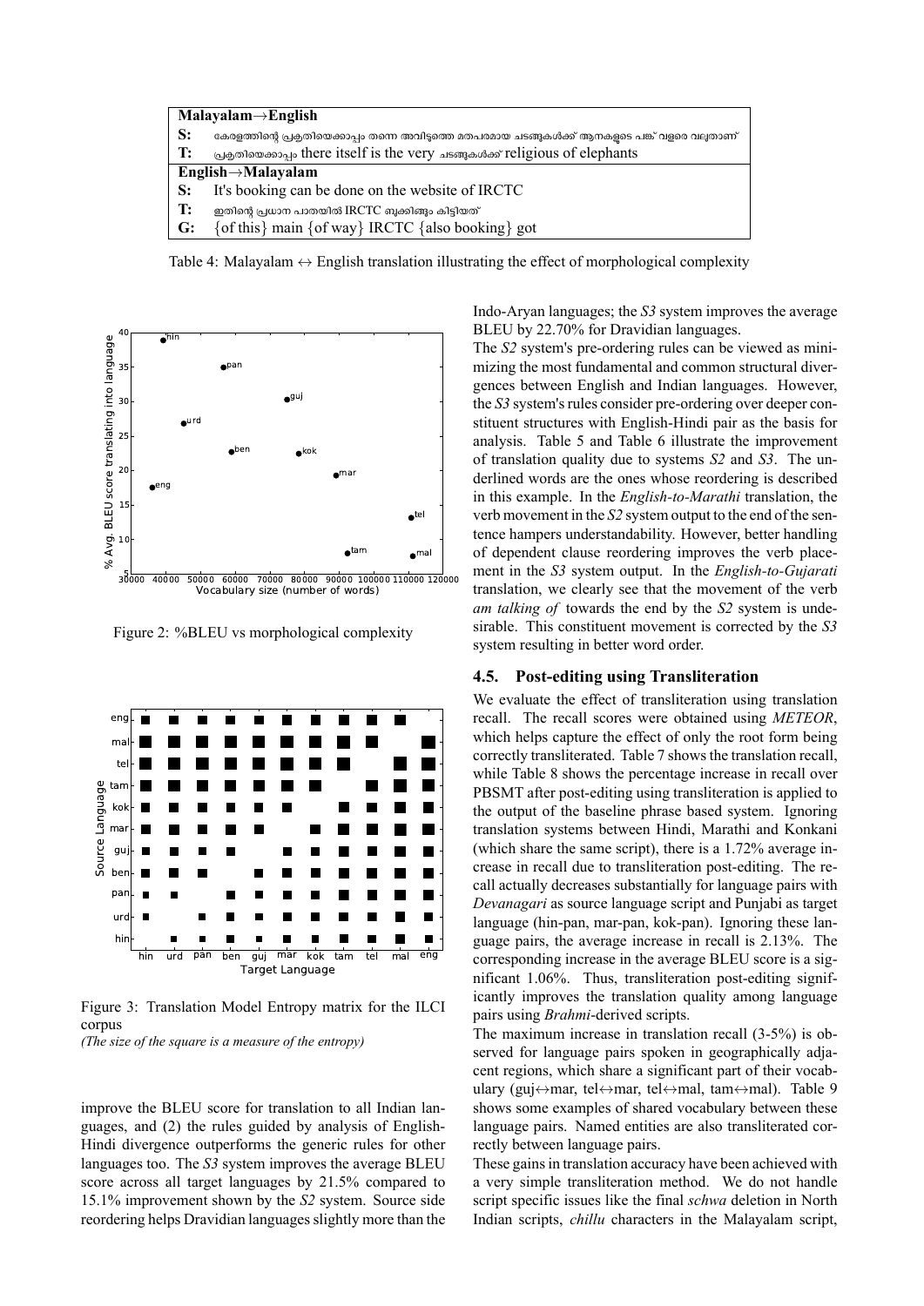| **Malayalam→English** | |
|---|---|
| **S:** | കേരളത്തിന്റെ പ്രകൃതിയെക്കാപ്പം തന്നെ അവിടുത്തെ മതപരമായ ചടങ്ങുകൾക്ക് ആനകളുടെ പങ്ക് വളരെ വലുതാണ് |
| **T:** | പ്രകൃതിയെക്കാപ്പം there itself is the very ചടങ്ങുകൾക്ക് religious of elephants |
| **English→Malayalam** | |
| **S:** | It's booking can be done on the website of IRCTC |
| **T:** | ഇതിന്റെ പ്രധാന പാതയിൽ IRCTC ബുക്കിങ്ങും കിട്ടിയത് |
| **G:** | {of this} main {of way} IRCTC {also booking} got |

Table 4: Malayalam ↔ English translation illustrating the effect of morphological complexity

Figure 2: %BLEU vs morphological complexity

Figure 3: Translation Model Entropy matrix for the ILCI corpus
*(The size of the square is a measure of the entropy)*

improve the BLEU score for translation to all Indian languages, and (2) the rules guided by analysis of English-Hindi divergence outperforms the generic rules for other languages too. The *S3* system improves the average BLEU score across all target languages by 21.5% compared to 15.1% improvement shown by the *S2* system. Source side reordering helps Dravidian languages slightly more than the Indo-Aryan languages; the *S3* system improves the average BLEU by 22.70% for Dravidian languages.

The *S2* system's pre-ordering rules can be viewed as minimizing the most fundamental and common structural divergences between English and Indian languages. However, the *S3* system's rules consider pre-ordering over deeper constituent structures with English-Hindi pair as the basis for analysis. Table 5 and Table 6 illustrate the improvement of translation quality due to systems *S2* and *S3*. The underlined words are the ones whose reordering is described in this example. In the *English-to-Marathi* translation, the verb movement in the *S2* system output to the end of the sentence hampers understandability. However, better handling of dependent clause reordering improves the verb placement in the *S3* system output. In the *English-to-Gujarati* translation, we clearly see that the movement of the verb *am talking of* towards the end by the *S2* system is undesirable. This constituent movement is corrected by the *S3* system resulting in better word order.

### 4.5. Post-editing using Transliteration

We evaluate the effect of transliteration using translation recall. The recall scores were obtained using *METEOR*, which helps capture the effect of only the root form being correctly transliterated. Table 7 shows the translation recall, while Table 8 shows the percentage increase in recall over PBSMT after post-editing using transliteration is applied to the output of the baseline phrase based system. Ignoring translation systems between Hindi, Marathi and Konkani (which share the same script), there is a 1.72% average increase in recall due to transliteration post-editing. The recall actually decreases substantially for language pairs with *Devanagari* as source language script and Punjabi as target language (hin-pan, mar-pan, kok-pan). Ignoring these language pairs, the average increase in recall is 2.13%. The corresponding increase in the average BLEU score is a significant 1.06%. Thus, transliteration post-editing significantly improves the translation quality among language pairs using *Brahmi*-derived scripts.

The maximum increase in translation recall (3-5%) is observed for language pairs spoken in geographically adjacent regions, which share a significant part of their vocabulary (guj↔mar, tel↔mar, tel↔mal, tam↔mal). Table 9 shows some examples of shared vocabulary between these language pairs. Named entities are also transliterated correctly between language pairs.

These gains in translation accuracy have been achieved with a very simple transliteration method. We do not handle script specific issues like the final *schwa* deletion in North Indian scripts, *chillu* characters in the Malayalam script,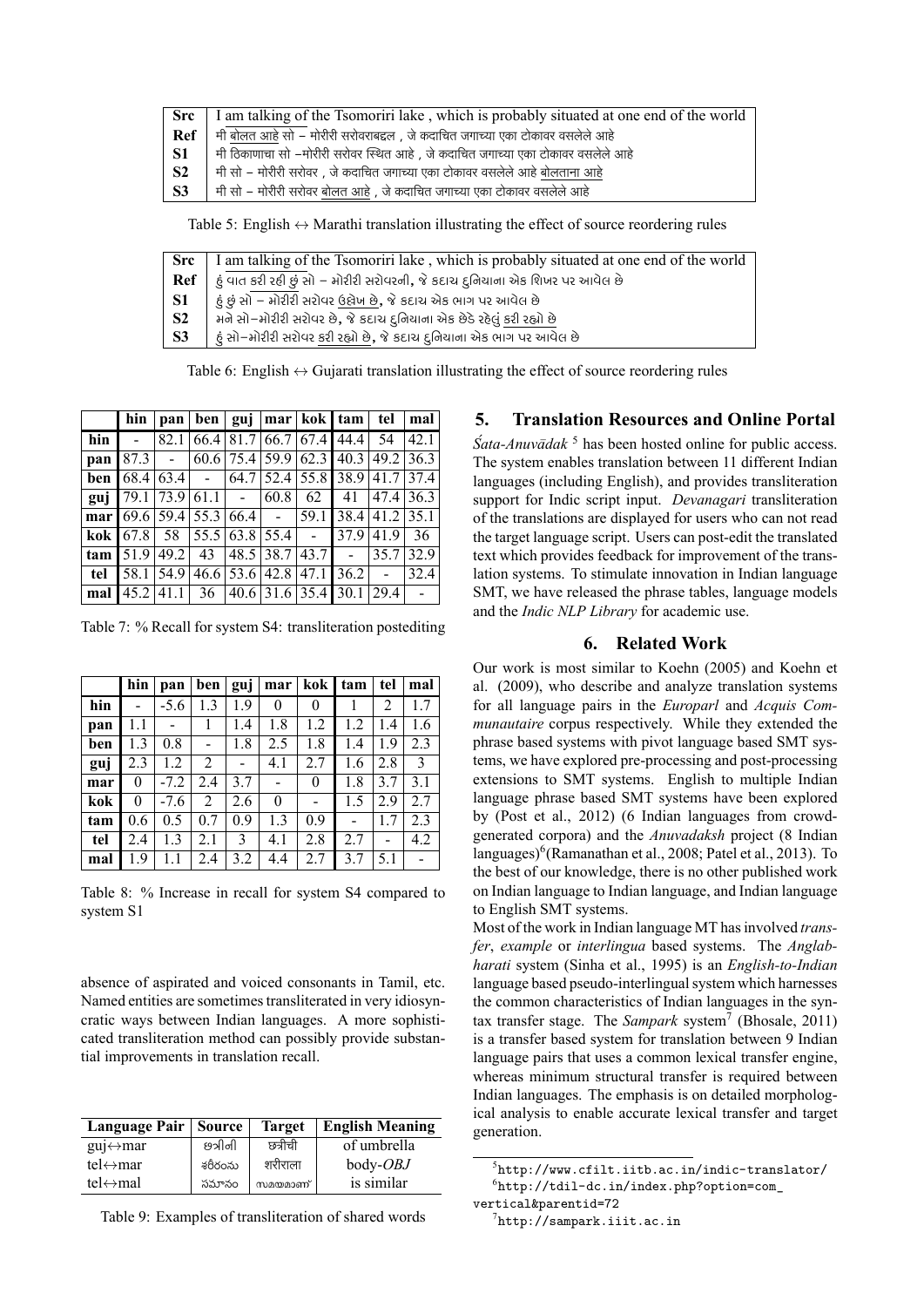| Src | I am talking of the Tsomoriri lake , which is probably situated at one end of the world |
|---|---|
| Ref | मी बोलत आहे सो – मोरीरी सरोवराबद्दल , जे कदाचित जगाच्या एका टोकावर वसलेले आहे |
| S1 | मी ठिकाणाचा सो –मोरीरी सरोवर स्थित आहे , जे कदाचित जगाच्या एका टोकावर वसलेले आहे |
| S2 | मी सो – मोरीरी सरोवर , जे कदाचित जगाच्या एका टोकावर वसलेले आहे बोलताना आहे |
| S3 | मी सो – मोरीरी सरोवर बोलत आहे , जे कदाचित जगाच्या एका टोकावर वसलेले आहे |

Table 5: English ↔ Marathi translation illustrating the effect of source reordering rules

| Src | I am talking of the Tsomoriri lake , which is probably situated at one end of the world |
|---|---|
| Ref | હું વાત કરી રહી છું સો – મોરીરી સરોવરની, જે કદાચ દુનિયાના એક શિખર પર આવેલ છે |
| S1 | હું છું સો – મોરીરી સરોવર ઉલ્લેખ છે, જે કદાચ એક ભાગ પર આવેલ છે |
| S2 | મને સો–મોરીરી સરોવર છે, જે કદાચ દુનિયાના એક છેડે રહેલું કરી રહ્યો છે |
| S3 | હું સો–મોરીરી સરોવર કરી રહ્યો છે, જે કદાચ દુનિયાના એક ભાગ પર આવેલ છે |

Table 6: English ↔ Gujarati translation illustrating the effect of source reordering rules

| | hin | pan | ben | guj | mar | kok | tam | tel | mal |
|---|---|---|---|---|---|---|---|---|---|
| hin | - | 82.1 | 66.4 | 81.7 | 66.7 | 67.4 | 44.4 | 54 | 42.1 |
| pan | 87.3 | - | 60.6 | 75.4 | 59.9 | 62.3 | 40.3 | 49.2 | 36.3 |
| ben | 68.4 | 63.4 | - | 64.7 | 52.4 | 55.8 | 38.9 | 41.7 | 37.4 |
| guj | 79.1 | 73.9 | 61.1 | - | 60.8 | 62 | 41 | 47.4 | 36.3 |
| mar | 69.6 | 59.4 | 55.3 | 66.4 | - | 59.1 | 38.4 | 41.2 | 35.1 |
| kok | 67.8 | 58 | 55.5 | 63.8 | 55.4 | - | 37.9 | 41.9 | 36 |
| tam | 51.9 | 49.2 | 43 | 48.5 | 38.7 | 43.7 | - | 35.7 | 32.9 |
| tel | 58.1 | 54.9 | 46.6 | 53.6 | 42.8 | 47.1 | 36.2 | - | 32.4 |
| mal | 45.2 | 41.1 | 36 | 40.6 | 31.6 | 35.4 | 30.1 | 29.4 | - |

Table 7: % Recall for system S4: transliteration postediting

| | hin | pan | ben | guj | mar | kok | tam | tel | mal |
|---|---|---|---|---|---|---|---|---|---|
| hin | - | -5.6 | 1.3 | 1.9 | 0 | 0 | 1 | 2 | 1.7 |
| pan | 1.1 | - | 1 | 1.4 | 1.8 | 1.2 | 1.2 | 1.4 | 1.6 |
| ben | 1.3 | 0.8 | - | 1.8 | 2.5 | 1.8 | 1.4 | 1.9 | 2.3 |
| guj | 2.3 | 1.2 | 2 | - | 4.1 | 2.7 | 1.6 | 2.8 | 3 |
| mar | 0 | -7.2 | 2.4 | 3.7 | - | 0 | 1.8 | 3.7 | 3.1 |
| kok | 0 | -7.6 | 2 | 2.6 | 0 | - | 1.5 | 2.9 | 2.7 |
| tam | 0.6 | 0.5 | 0.7 | 0.9 | 1.3 | 0.9 | - | 1.7 | 2.3 |
| tel | 2.4 | 1.3 | 2.1 | 3 | 4.1 | 2.8 | 2.7 | - | 4.2 |
| mal | 1.9 | 1.1 | 2.4 | 3.2 | 4.4 | 2.7 | 3.7 | 5.1 | - |

Table 8: % Increase in recall for system S4 compared to system S1

absence of aspirated and voiced consonants in Tamil, etc. Named entities are sometimes transliterated in very idiosyncratic ways between Indian languages. A more sophisticated transliteration method can possibly provide substantial improvements in translation recall.

| Language Pair | Source | Target | English Meaning |
|---|---|---|---|
| guj↔mar | છત્રીની | छत्रीची | of umbrella |
| tel↔mar | శరీరంను | शरीराला | body-*OBJ* |
| tel↔mal | సమానం | സമയമാണ് | is similar |

Table 9: Examples of transliteration of shared words

## 5. Translation Resources and Online Portal

*Śata-Anuvādak* [5] has been hosted online for public access. The system enables translation between 11 different Indian languages (including English), and provides transliteration support for Indic script input. *Devanagari* transliteration of the translations are displayed for users who can not read the target language script. Users can post-edit the translated text which provides feedback for improvement of the translation systems. To stimulate innovation in Indian language SMT, we have released the phrase tables, language models and the *Indic NLP Library* for academic use.

## 6. Related Work

Our work is most similar to Koehn (2005) and Koehn et al. (2009), who describe and analyze translation systems for all language pairs in the *Europarl* and *Acquis Communautaire* corpus respectively. While they extended the phrase based systems with pivot language based SMT systems, we have explored pre-processing and post-processing extensions to SMT systems. English to multiple Indian language phrase based SMT systems have been explored by (Post et al., 2012) (6 Indian languages from crowd-generated corpora) and the *Anuvadaksh* project (8 Indian languages)[6](Ramanathan et al., 2008; Patel et al., 2013). To the best of our knowledge, there is no other published work on Indian language to Indian language, and Indian language to English SMT systems.

Most of the work in Indian language MT has involved *transfer*, *example* or *interlingua* based systems. The *Anglabharati* system (Sinha et al., 1995) is an *English-to-Indian* language based pseudo-interlingual system which harnesses the common characteristics of Indian languages in the syntax transfer stage. The *Sampark* system[7] (Bhosale, 2011) is a transfer based system for translation between 9 Indian language pairs that uses a common lexical transfer engine, whereas minimum structural transfer is required between Indian languages. The emphasis is on detailed morphological analysis to enable accurate lexical transfer and target generation.

---

[5] http://www.cfilt.iitb.ac.in/indic-translator/

[6] http://tdil-dc.in/index.php?option=com_vertical&parentid=72

[7] http://sampark.iiit.ac.in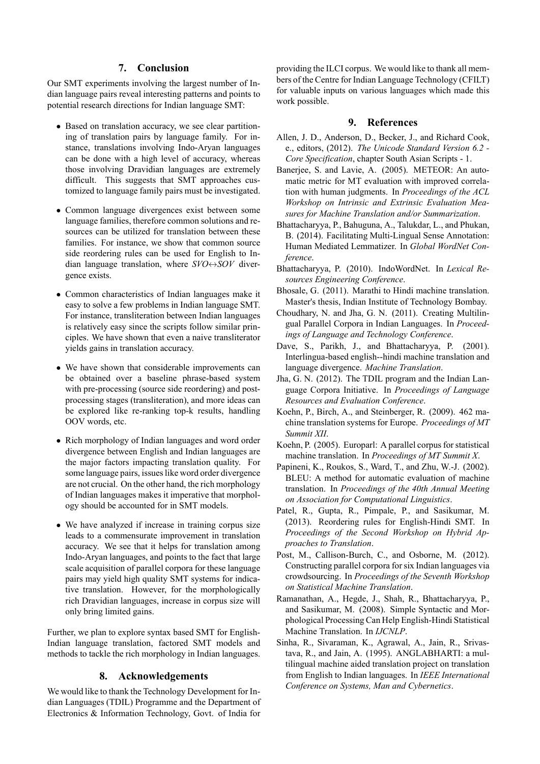## 7. Conclusion

Our SMT experiments involving the largest number of Indian language pairs reveal interesting patterns and points to potential research directions for Indian language SMT:

- Based on translation accuracy, we see clear partitioning of translation pairs by language family. For instance, translations involving Indo-Aryan languages can be done with a high level of accuracy, whereas those involving Dravidian languages are extremely difficult. This suggests that SMT approaches customized to language family pairs must be investigated.
- Common language divergences exist between some language families, therefore common solutions and resources can be utilized for translation between these families. For instance, we show that common source side reordering rules can be used for English to Indian language translation, where *SVO*↔*SOV* divergence exists.
- Common characteristics of Indian languages make it easy to solve a few problems in Indian language SMT. For instance, transliteration between Indian languages is relatively easy since the scripts follow similar principles. We have shown that even a naive transliterator yields gains in translation accuracy.
- We have shown that considerable improvements can be obtained over a baseline phrase-based system with pre-processing (source side reordering) and post-processing stages (transliteration), and more ideas can be explored like re-ranking top-k results, handling OOV words, etc.
- Rich morphology of Indian languages and word order divergence between English and Indian languages are the major factors impacting translation quality. For some language pairs, issues like word order divergence are not crucial. On the other hand, the rich morphology of Indian languages makes it imperative that morphology should be accounted for in SMT models.
- We have analyzed if increase in training corpus size leads to a commensurate improvement in translation accuracy. We see that it helps for translation among Indo-Aryan languages, and points to the fact that large scale acquisition of parallel corpora for these language pairs may yield high quality SMT systems for indicative translation. However, for the morphologically rich Dravidian languages, increase in corpus size will only bring limited gains.

Further, we plan to explore syntax based SMT for English-Indian language translation, factored SMT models and methods to tackle the rich morphology in Indian languages.

## 8. Acknowledgements

We would like to thank the Technology Development for Indian Languages (TDIL) Programme and the Department of Electronics & Information Technology, Govt. of India for providing the ILCI corpus. We would like to thank all members of the Centre for Indian Language Technology (CFILT) for valuable inputs on various languages which made this work possible.

## 9. References

Allen, J. D., Anderson, D., Becker, J., and Richard Cook, e., editors, (2012). *The Unicode Standard Version 6.2 - Core Specification*, chapter South Asian Scripts - 1.

Banerjee, S. and Lavie, A. (2005). METEOR: An automatic metric for MT evaluation with improved correlation with human judgments. In *Proceedings of the ACL Workshop on Intrinsic and Extrinsic Evaluation Measures for Machine Translation and/or Summarization*.

Bhattacharyya, P., Bahuguna, A., Talukdar, L., and Phukan, B. (2014). Facilitating Multi-Lingual Sense Annotation: Human Mediated Lemmatizer. In *Global WordNet Conference*.

Bhattacharyya, P. (2010). IndoWordNet. In *Lexical Resources Engineering Conference*.

Bhosale, G. (2011). Marathi to Hindi machine translation. Master's thesis, Indian Institute of Technology Bombay.

Choudhary, N. and Jha, G. N. (2011). Creating Multilingual Parallel Corpora in Indian Languages. In *Proceedings of Language and Technology Conference*.

Dave, S., Parikh, J., and Bhattacharyya, P. (2001). Interlingua-based english--hindi machine translation and language divergence. *Machine Translation*.

Jha, G. N. (2012). The TDIL program and the Indian Language Corpora Initiative. In *Proceedings of Language Resources and Evaluation Conference*.

Koehn, P., Birch, A., and Steinberger, R. (2009). 462 machine translation systems for Europe. *Proceedings of MT Summit XII*.

Koehn, P. (2005). Europarl: A parallel corpus for statistical machine translation. In *Proceedings of MT Summit X*.

Papineni, K., Roukos, S., Ward, T., and Zhu, W.-J. (2002). BLEU: A method for automatic evaluation of machine translation. In *Proceedings of the 40th Annual Meeting on Association for Computational Linguistics*.

Patel, R., Gupta, R., Pimpale, P., and Sasikumar, M. (2013). Reordering rules for English-Hindi SMT. In *Proceedings of the Second Workshop on Hybrid Approaches to Translation*.

Post, M., Callison-Burch, C., and Osborne, M. (2012). Constructing parallel corpora for six Indian languages via crowdsourcing. In *Proceedings of the Seventh Workshop on Statistical Machine Translation*.

Ramanathan, A., Hegde, J., Shah, R., Bhattacharyya, P., and Sasikumar, M. (2008). Simple Syntactic and Morphological Processing Can Help English-Hindi Statistical Machine Translation. In *IJCNLP*.

Sinha, R., Sivaraman, K., Agrawal, A., Jain, R., Srivastava, R., and Jain, A. (1995). ANGLABHARTI: a multilingual machine aided translation project on translation from English to Indian languages. In *IEEE International Conference on Systems, Man and Cybernetics*.